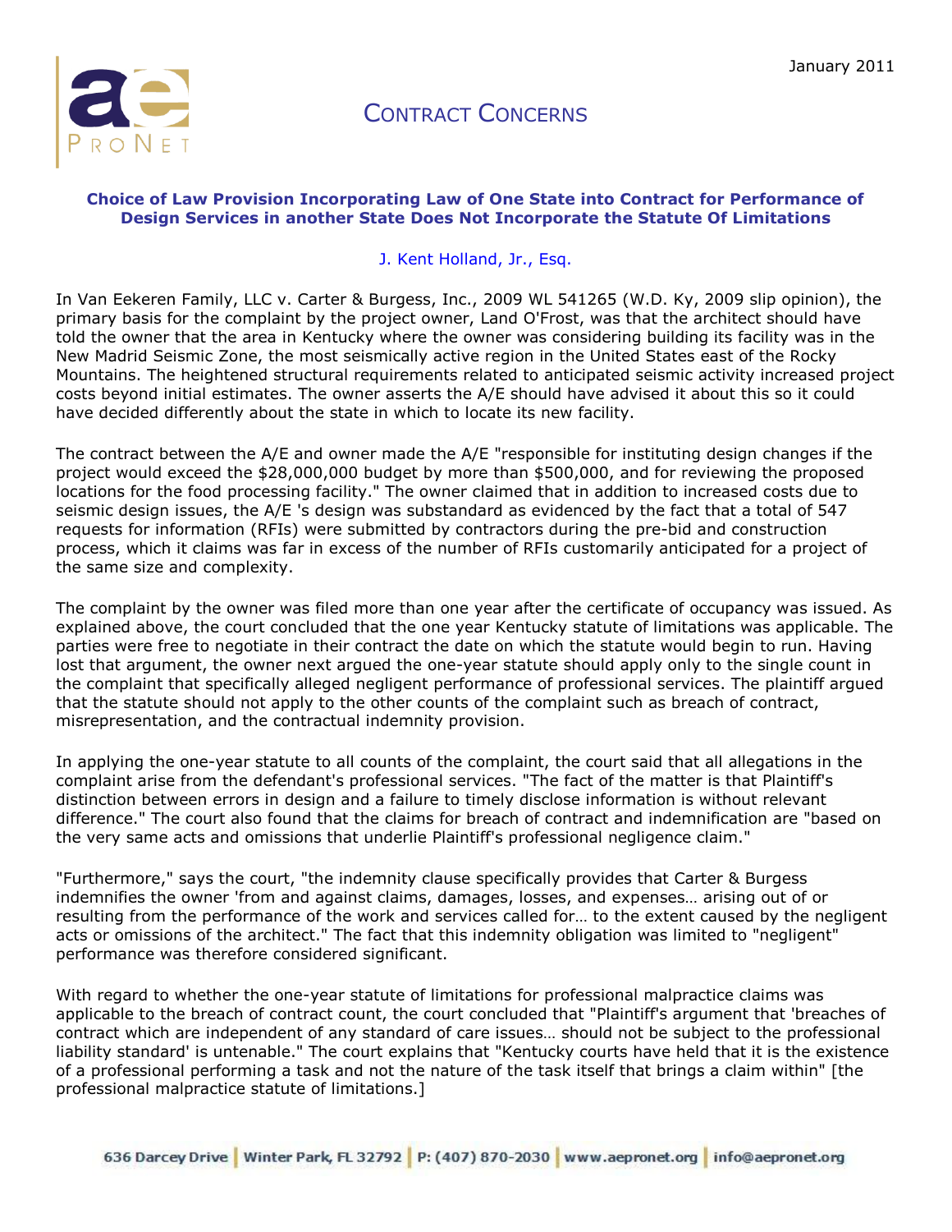January 2011

# CONTRACT CONCERNS

## Choice of Law Provision Incorporating Law of One State into Contract for Performance of Design Services in another State Does Not Incorporate the Statute Of Limitations

J. Kent Holland, Jr., Esq.

In Van Eekeren Family, LLC v. Carter & Burgess, Inc., 2009 WL 541265 (W.D. Ky, 2009 slip opinion), the primary basis for the complaint by the project owner, Land O'Frost, was that the architect should have told the owner that the area in Kentucky where the owner was considering building its facility was in the New Madrid Seismic Zone, the most seismically active region in the United States east of the Rocky Mountains. The heightened structural requirements related to anticipated seismic activity increased project costs beyond initial estimates. The owner asserts the A/E should have advised it about this so it could have decided differently about the state in which to locate its new facility.

The contract between the A/E and owner made the A/E "responsible for instituting design changes if the project would exceed the $28,000,000 budget by more than $500,000, and for reviewing the proposed locations for the food processing facility." The owner claimed that in addition to increased costs due to seismic design issues, the A/E 's design was substandard as evidenced by the fact that a total of 547 requests for information (RFIs) were submitted by contractors during the pre-bid and construction process, which it claims was far in excess of the number of RFIs customarily anticipated for a project of the same size and complexity.

The complaint by the owner was filed more than one year after the certificate of occupancy was issued. As explained above, the court concluded that the one year Kentucky statute of limitations was applicable. The parties were free to negotiate in their contract the date on which the statute would begin to run. Having lost that argument, the owner next argued the one-year statute should apply only to the single count in the complaint that specifically alleged negligent performance of professional services. The plaintiff argued that the statute should not apply to the other counts of the complaint such as breach of contract, misrepresentation, and the contractual indemnity provision.

In applying the one-year statute to all counts of the complaint, the court said that all allegations in the complaint arise from the defendant's professional services. "The fact of the matter is that Plaintiff's distinction between errors in design and a failure to timely disclose information is without relevant difference." The court also found that the claims for breach of contract and indemnification are "based on the very same acts and omissions that underlie Plaintiff's professional negligence claim."

"Furthermore," says the court, "the indemnity clause specifically provides that Carter & Burgess indemnifies the owner 'from and against claims, damages, losses, and expenses… arising out of or resulting from the performance of the work and services called for… to the extent caused by the negligent acts or omissions of the architect." The fact that this indemnity obligation was limited to "negligent" performance was therefore considered significant.

With regard to whether the one-year statute of limitations for professional malpractice claims was applicable to the breach of contract count, the court concluded that "Plaintiff's argument that 'breaches of contract which are independent of any standard of care issues… should not be subject to the professional liability standard' is untenable." The court explains that "Kentucky courts have held that it is the existence of a professional performing a task and not the nature of the task itself that brings a claim within" [the professional malpractice statute of limitations.]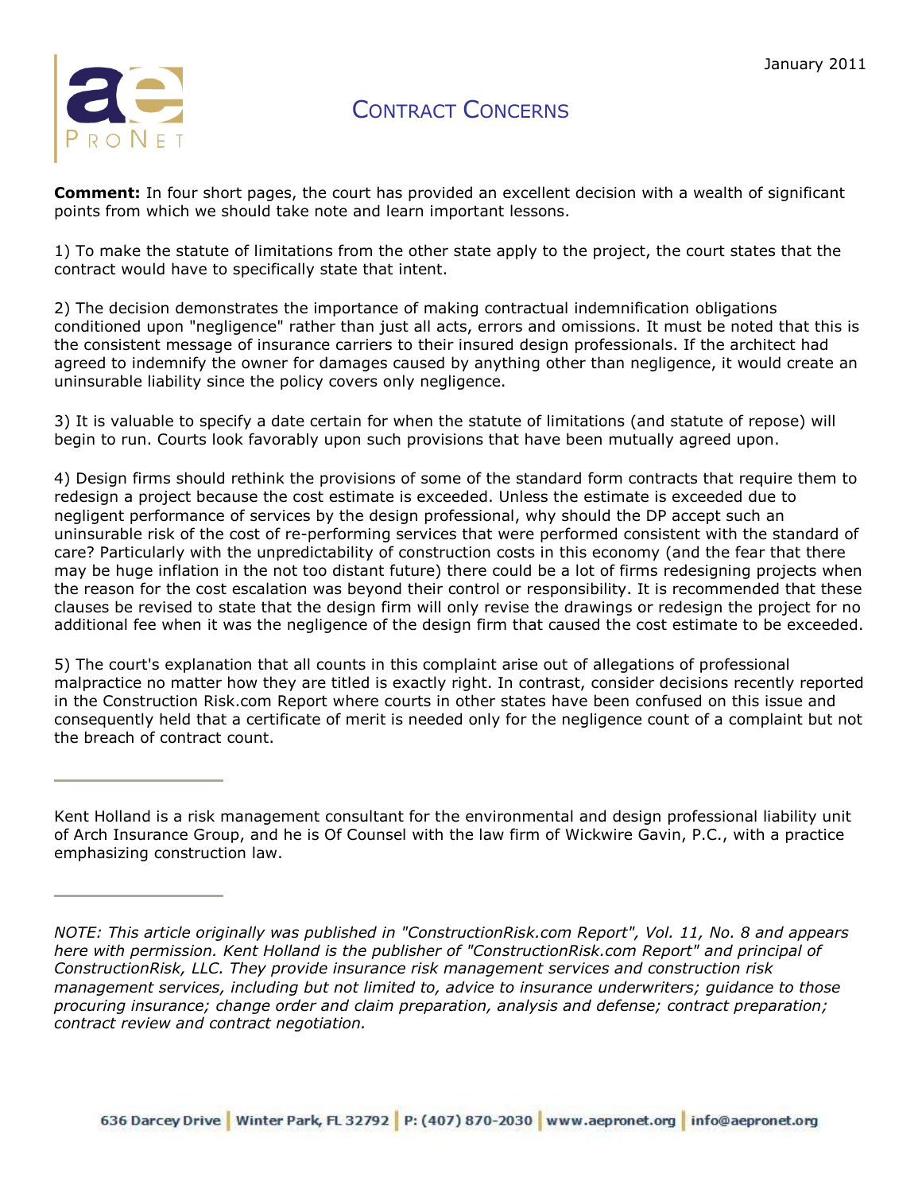**Comment:** In four short pages, the court has provided an excellent decision with a wealth of significant points from which we should take note and learn important lessons.

1) To make the statute of limitations from the other state apply to the project, the court states that the contract would have to specifically state that intent.

2) The decision demonstrates the importance of making contractual indemnification obligations conditioned upon "negligence" rather than just all acts, errors and omissions. It must be noted that this is the consistent message of insurance carriers to their insured design professionals. If the architect had agreed to indemnify the owner for damages caused by anything other than negligence, it would create an uninsurable liability since the policy covers only negligence.

3) It is valuable to specify a date certain for when the statute of limitations (and statute of repose) will begin to run. Courts look favorably upon such provisions that have been mutually agreed upon.

4) Design firms should rethink the provisions of some of the standard form contracts that require them to redesign a project because the cost estimate is exceeded. Unless the estimate is exceeded due to negligent performance of services by the design professional, why should the DP accept such an uninsurable risk of the cost of re-performing services that were performed consistent with the standard of care? Particularly with the unpredictability of construction costs in this economy (and the fear that there may be huge inflation in the not too distant future) there could be a lot of firms redesigning projects when the reason for the cost escalation was beyond their control or responsibility. It is recommended that these clauses be revised to state that the design firm will only revise the drawings or redesign the project for no additional fee when it was the negligence of the design firm that caused the cost estimate to be exceeded.

5) The court's explanation that all counts in this complaint arise out of allegations of professional malpractice no matter how they are titled is exactly right. In contrast, consider decisions recently reported in the Construction Risk.com Report where courts in other states have been confused on this issue and consequently held that a certificate of merit is needed only for the negligence count of a complaint but not the breach of contract count.

---

Kent Holland is a risk management consultant for the environmental and design professional liability unit of Arch Insurance Group, and he is Of Counsel with the law firm of Wickwire Gavin, P.C., with a practice emphasizing construction law.

---

*NOTE: This article originally was published in "ConstructionRisk.com Report", Vol. 11, No. 8 and appears here with permission. Kent Holland is the publisher of "ConstructionRisk.com Report" and principal of ConstructionRisk, LLC. They provide insurance risk management services and construction risk management services, including but not limited to, advice to insurance underwriters; guidance to those procuring insurance; change order and claim preparation, analysis and defense; contract preparation; contract review and contract negotiation.*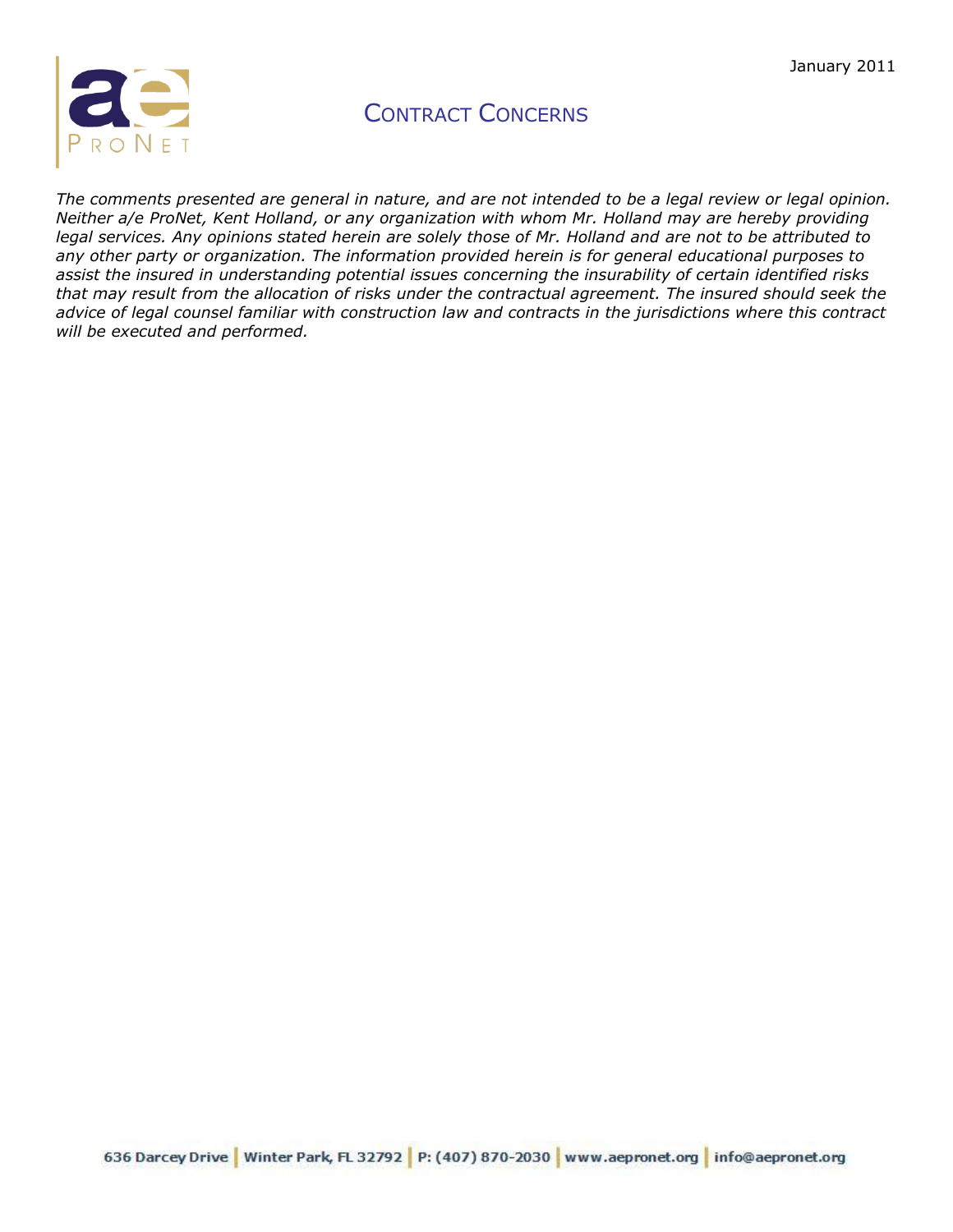January 2011

# Contract Concerns

*The comments presented are general in nature, and are not intended to be a legal review or legal opinion. Neither a/e ProNet, Kent Holland, or any organization with whom Mr. Holland may are hereby providing legal services. Any opinions stated herein are solely those of Mr. Holland and are not to be attributed to any other party or organization. The information provided herein is for general educational purposes to assist the insured in understanding potential issues concerning the insurability of certain identified risks that may result from the allocation of risks under the contractual agreement. The insured should seek the advice of legal counsel familiar with construction law and contracts in the jurisdictions where this contract will be executed and performed.*